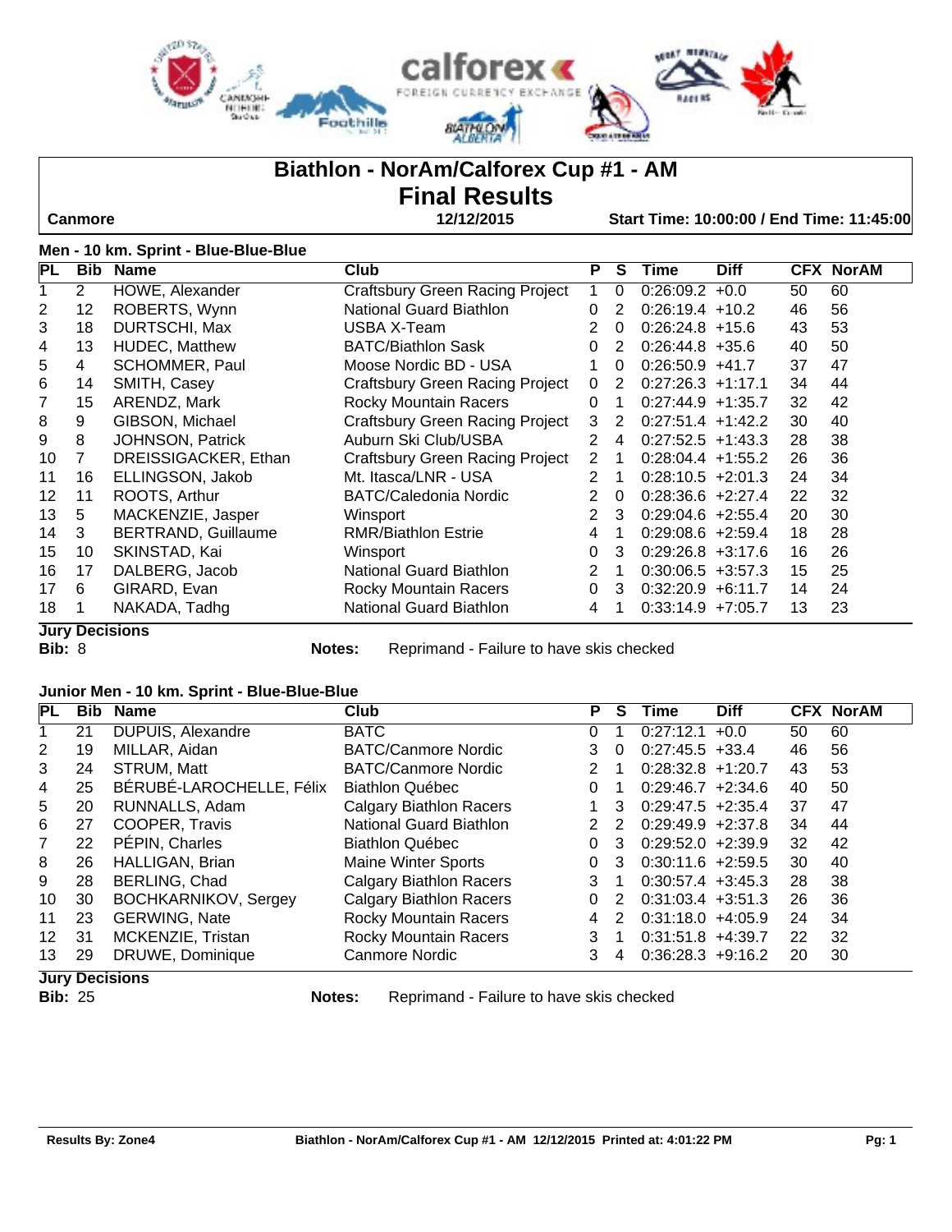# Biathlon - NorAm/Calforex Cup #1 - AM

## Final Results

**Canmore** | **12/12/2015** | **Start Time: 10:00:00 / End Time: 11:45:00**

### Men - 10 km. Sprint - Blue-Blue-Blue

| PL | Bib | Name | Club | P | S | Time | Diff | CFX | NorAM |
|---|---|---|---|---|---|---|---|---|---|
| 1 | 2 | HOWE, Alexander | Craftsbury Green Racing Project | 1 | 0 | 0:26:09.2 | +0.0 | 50 | 60 |
| 2 | 12 | ROBERTS, Wynn | National Guard Biathlon | 0 | 2 | 0:26:19.4 | +10.2 | 46 | 56 |
| 3 | 18 | DURTSCHI, Max | USBA X-Team | 2 | 0 | 0:26:24.8 | +15.6 | 43 | 53 |
| 4 | 13 | HUDEC, Matthew | BATC/Biathlon Sask | 0 | 2 | 0:26:44.8 | +35.6 | 40 | 50 |
| 5 | 4 | SCHOMMER, Paul | Moose Nordic BD - USA | 1 | 0 | 0:26:50.9 | +41.7 | 37 | 47 |
| 6 | 14 | SMITH, Casey | Craftsbury Green Racing Project | 0 | 2 | 0:27:26.3 | +1:17.1 | 34 | 44 |
| 7 | 15 | ARENDZ, Mark | Rocky Mountain Racers | 0 | 1 | 0:27:44.9 | +1:35.7 | 32 | 42 |
| 8 | 9 | GIBSON, Michael | Craftsbury Green Racing Project | 3 | 2 | 0:27:51.4 | +1:42.2 | 30 | 40 |
| 9 | 8 | JOHNSON, Patrick | Auburn Ski Club/USBA | 2 | 4 | 0:27:52.5 | +1:43.3 | 28 | 38 |
| 10 | 7 | DREISSIGACKER, Ethan | Craftsbury Green Racing Project | 2 | 1 | 0:28:04.4 | +1:55.2 | 26 | 36 |
| 11 | 16 | ELLINGSON, Jakob | Mt. Itasca/LNR - USA | 2 | 1 | 0:28:10.5 | +2:01.3 | 24 | 34 |
| 12 | 11 | ROOTS, Arthur | BATC/Caledonia Nordic | 2 | 0 | 0:28:36.6 | +2:27.4 | 22 | 32 |
| 13 | 5 | MACKENZIE, Jasper | Winsport | 2 | 3 | 0:29:04.6 | +2:55.4 | 20 | 30 |
| 14 | 3 | BERTRAND, Guillaume | RMR/Biathlon Estrie | 4 | 1 | 0:29:08.6 | +2:59.4 | 18 | 28 |
| 15 | 10 | SKINSTAD, Kai | Winsport | 0 | 3 | 0:29:26.8 | +3:17.6 | 16 | 26 |
| 16 | 17 | DALBERG, Jacob | National Guard Biathlon | 2 | 1 | 0:30:06.5 | +3:57.3 | 15 | 25 |
| 17 | 6 | GIRARD, Evan | Rocky Mountain Racers | 0 | 3 | 0:32:20.9 | +6:11.7 | 14 | 24 |
| 18 | 1 | NAKADA, Tadhg | National Guard Biathlon | 4 | 1 | 0:33:14.9 | +7:05.7 | 13 | 23 |

**Jury Decisions**

**Bib:** 8 **Notes:** Reprimand - Failure to have skis checked

### Junior Men - 10 km. Sprint - Blue-Blue-Blue

| PL | Bib | Name | Club | P | S | Time | Diff | CFX | NorAM |
|---|---|---|---|---|---|---|---|---|---|
| 1 | 21 | DUPUIS, Alexandre | BATC | 0 | 1 | 0:27:12.1 | +0.0 | 50 | 60 |
| 2 | 19 | MILLAR, Aidan | BATC/Canmore Nordic | 3 | 0 | 0:27:45.5 | +33.4 | 46 | 56 |
| 3 | 24 | STRUM, Matt | BATC/Canmore Nordic | 2 | 1 | 0:28:32.8 | +1:20.7 | 43 | 53 |
| 4 | 25 | BÉRUBÉ-LAROCHELLE, Félix | Biathlon Québec | 0 | 1 | 0:29:46.7 | +2:34.6 | 40 | 50 |
| 5 | 20 | RUNNALLS, Adam | Calgary Biathlon Racers | 1 | 3 | 0:29:47.5 | +2:35.4 | 37 | 47 |
| 6 | 27 | COOPER, Travis | National Guard Biathlon | 2 | 2 | 0:29:49.9 | +2:37.8 | 34 | 44 |
| 7 | 22 | PÉPIN, Charles | Biathlon Québec | 0 | 3 | 0:29:52.0 | +2:39.9 | 32 | 42 |
| 8 | 26 | HALLIGAN, Brian | Maine Winter Sports | 0 | 3 | 0:30:11.6 | +2:59.5 | 30 | 40 |
| 9 | 28 | BERLING, Chad | Calgary Biathlon Racers | 3 | 1 | 0:30:57.4 | +3:45.3 | 28 | 38 |
| 10 | 30 | BOCHKARNIKOV, Sergey | Calgary Biathlon Racers | 0 | 2 | 0:31:03.4 | +3:51.3 | 26 | 36 |
| 11 | 23 | GERWING, Nate | Rocky Mountain Racers | 4 | 2 | 0:31:18.0 | +4:05.9 | 24 | 34 |
| 12 | 31 | MCKENZIE, Tristan | Rocky Mountain Racers | 3 | 1 | 0:31:51.8 | +4:39.7 | 22 | 32 |
| 13 | 29 | DRUWE, Dominique | Canmore Nordic | 3 | 4 | 0:36:28.3 | +9:16.2 | 20 | 30 |

**Jury Decisions**

**Bib:** 25 **Notes:** Reprimand - Failure to have skis checked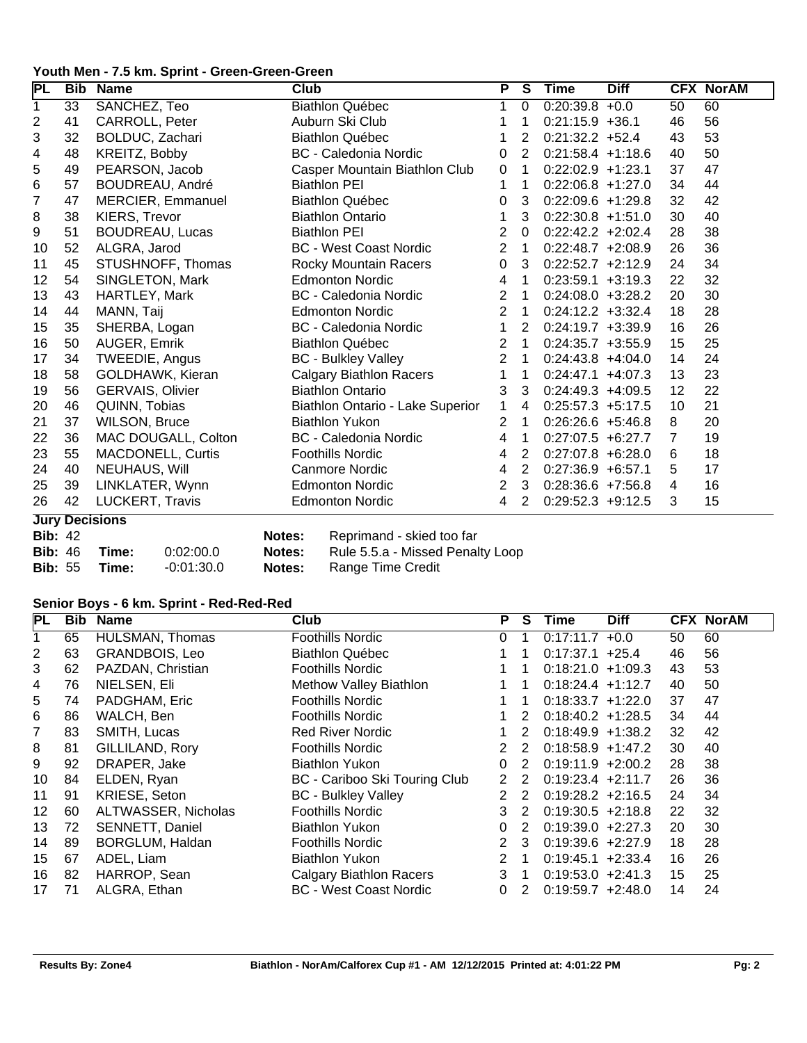### Youth Men - 7.5 km. Sprint - Green-Green-Green

| PL | Bib | Name | Club | P | S | Time | Diff | CFX | NorAM |
|---|---|---|---|---|---|---|---|---|---|
| 1 | 33 | SANCHEZ, Teo | Biathlon Québec | 1 | 0 | 0:20:39.8 | +0.0 | 50 | 60 |
| 2 | 41 | CARROLL, Peter | Auburn Ski Club | 1 | 1 | 0:21:15.9 | +36.1 | 46 | 56 |
| 3 | 32 | BOLDUC, Zachari | Biathlon Québec | 1 | 2 | 0:21:32.2 | +52.4 | 43 | 53 |
| 4 | 48 | KREITZ, Bobby | BC - Caledonia Nordic | 0 | 2 | 0:21:58.4 | +1:18.6 | 40 | 50 |
| 5 | 49 | PEARSON, Jacob | Casper Mountain Biathlon Club | 0 | 1 | 0:22:02.9 | +1:23.1 | 37 | 47 |
| 6 | 57 | BOUDREAU, André | Biathlon PEI | 1 | 1 | 0:22:06.8 | +1:27.0 | 34 | 44 |
| 7 | 47 | MERCIER, Emmanuel | Biathlon Québec | 0 | 3 | 0:22:09.6 | +1:29.8 | 32 | 42 |
| 8 | 38 | KIERS, Trevor | Biathlon Ontario | 1 | 3 | 0:22:30.8 | +1:51.0 | 30 | 40 |
| 9 | 51 | BOUDREAU, Lucas | Biathlon PEI | 2 | 0 | 0:22:42.2 | +2:02.4 | 28 | 38 |
| 10 | 52 | ALGRA, Jarod | BC - West Coast Nordic | 2 | 1 | 0:22:48.7 | +2:08.9 | 26 | 36 |
| 11 | 45 | STUSHNOFF, Thomas | Rocky Mountain Racers | 0 | 3 | 0:22:52.7 | +2:12.9 | 24 | 34 |
| 12 | 54 | SINGLETON, Mark | Edmonton Nordic | 4 | 1 | 0:23:59.1 | +3:19.3 | 22 | 32 |
| 13 | 43 | HARTLEY, Mark | BC - Caledonia Nordic | 2 | 1 | 0:24:08.0 | +3:28.2 | 20 | 30 |
| 14 | 44 | MANN, Taij | Edmonton Nordic | 2 | 1 | 0:24:12.2 | +3:32.4 | 18 | 28 |
| 15 | 35 | SHERBA, Logan | BC - Caledonia Nordic | 1 | 2 | 0:24:19.7 | +3:39.9 | 16 | 26 |
| 16 | 50 | AUGER, Emrik | Biathlon Québec | 2 | 1 | 0:24:35.7 | +3:55.9 | 15 | 25 |
| 17 | 34 | TWEEDIE, Angus | BC - Bulkley Valley | 2 | 1 | 0:24:43.8 | +4:04.0 | 14 | 24 |
| 18 | 58 | GOLDHAWK, Kieran | Calgary Biathlon Racers | 1 | 1 | 0:24:47.1 | +4:07.3 | 13 | 23 |
| 19 | 56 | GERVAIS, Olivier | Biathlon Ontario | 3 | 3 | 0:24:49.3 | +4:09.5 | 12 | 22 |
| 20 | 46 | QUINN, Tobias | Biathlon Ontario - Lake Superior | 1 | 4 | 0:25:57.3 | +5:17.5 | 10 | 21 |
| 21 | 37 | WILSON, Bruce | Biathlon Yukon | 2 | 1 | 0:26:26.6 | +5:46.8 | 8 | 20 |
| 22 | 36 | MAC DOUGALL, Colton | BC - Caledonia Nordic | 4 | 1 | 0:27:07.5 | +6:27.7 | 7 | 19 |
| 23 | 55 | MACDONELL, Curtis | Foothills Nordic | 4 | 2 | 0:27:07.8 | +6:28.0 | 6 | 18 |
| 24 | 40 | NEUHAUS, Will | Canmore Nordic | 4 | 2 | 0:27:36.9 | +6:57.1 | 5 | 17 |
| 25 | 39 | LINKLATER, Wynn | Edmonton Nordic | 2 | 3 | 0:28:36.6 | +7:56.8 | 4 | 16 |
| 26 | 42 | LUCKERT, Travis | Edmonton Nordic | 4 | 2 | 0:29:52.3 | +9:12.5 | 3 | 15 |

**Jury Decisions**

| Bib | Time | | Notes |
|---|---|---|---|
| **Bib:** 42 | | | **Notes:** Reprimand - skied too far |
| **Bib:** 46 | **Time:** | 0:02:00.0 | **Notes:** Rule 5.5.a - Missed Penalty Loop |
| **Bib:** 55 | **Time:** | -0:01:30.0 | **Notes:** Range Time Credit |

### Senior Boys - 6 km. Sprint - Red-Red-Red

| PL | Bib | Name | Club | P | S | Time | Diff | CFX | NorAM |
|---|---|---|---|---|---|---|---|---|---|
| 1 | 65 | HULSMAN, Thomas | Foothills Nordic | 0 | 1 | 0:17:11.7 | +0.0 | 50 | 60 |
| 2 | 63 | GRANDBOIS, Leo | Biathlon Québec | 1 | 1 | 0:17:37.1 | +25.4 | 46 | 56 |
| 3 | 62 | PAZDAN, Christian | Foothills Nordic | 1 | 1 | 0:18:21.0 | +1:09.3 | 43 | 53 |
| 4 | 76 | NIELSEN, Eli | Methow Valley Biathlon | 1 | 1 | 0:18:24.4 | +1:12.7 | 40 | 50 |
| 5 | 74 | PADGHAM, Eric | Foothills Nordic | 1 | 1 | 0:18:33.7 | +1:22.0 | 37 | 47 |
| 6 | 86 | WALCH, Ben | Foothills Nordic | 1 | 2 | 0:18:40.2 | +1:28.5 | 34 | 44 |
| 7 | 83 | SMITH, Lucas | Red River Nordic | 1 | 2 | 0:18:49.9 | +1:38.2 | 32 | 42 |
| 8 | 81 | GILLILAND, Rory | Foothills Nordic | 2 | 2 | 0:18:58.9 | +1:47.2 | 30 | 40 |
| 9 | 92 | DRAPER, Jake | Biathlon Yukon | 0 | 2 | 0:19:11.9 | +2:00.2 | 28 | 38 |
| 10 | 84 | ELDEN, Ryan | BC - Cariboo Ski Touring Club | 2 | 2 | 0:19:23.4 | +2:11.7 | 26 | 36 |
| 11 | 91 | KRIESE, Seton | BC - Bulkley Valley | 2 | 2 | 0:19:28.2 | +2:16.5 | 24 | 34 |
| 12 | 60 | ALTWASSER, Nicholas | Foothills Nordic | 3 | 2 | 0:19:30.5 | +2:18.8 | 22 | 32 |
| 13 | 72 | SENNETT, Daniel | Biathlon Yukon | 0 | 2 | 0:19:39.0 | +2:27.3 | 20 | 30 |
| 14 | 89 | BORGLUM, Haldan | Foothills Nordic | 2 | 3 | 0:19:39.6 | +2:27.9 | 18 | 28 |
| 15 | 67 | ADEL, Liam | Biathlon Yukon | 2 | 1 | 0:19:45.1 | +2:33.4 | 16 | 26 |
| 16 | 82 | HARROP, Sean | Calgary Biathlon Racers | 3 | 1 | 0:19:53.0 | +2:41.3 | 15 | 25 |
| 17 | 71 | ALGRA, Ethan | BC - West Coast Nordic | 0 | 2 | 0:19:59.7 | +2:48.0 | 14 | 24 |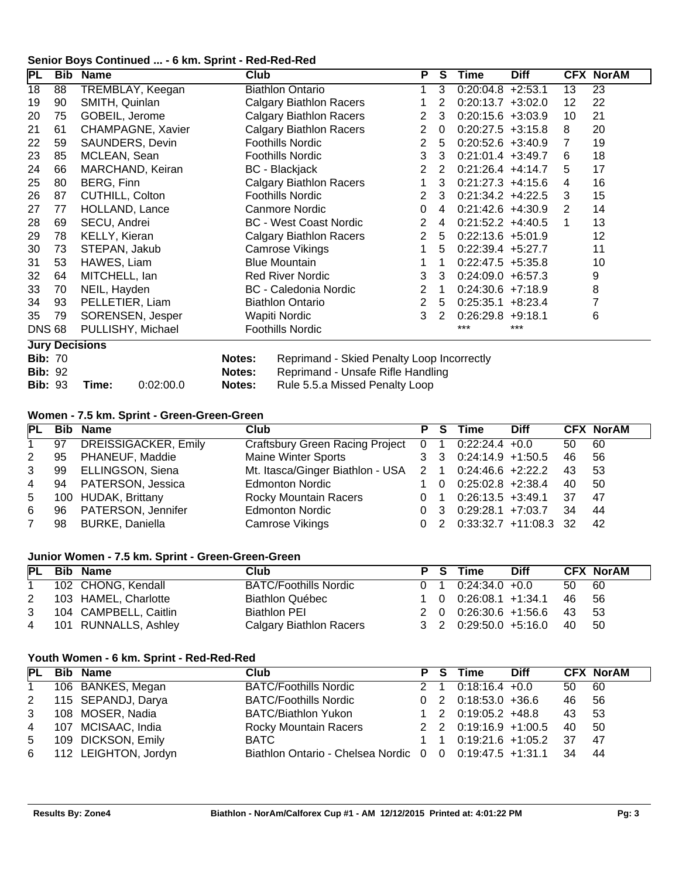### Senior Boys Continued ... - 6 km. Sprint - Red-Red-Red

| PL | Bib | Name | Club | P | S | Time | Diff | CFX | NorAM |
|---|---|---|---|---|---|---|---|---|---|
| 18 | 88 | TREMBLAY, Keegan | Biathlon Ontario | 1 | 3 | 0:20:04.8 | +2:53.1 | 13 | 23 |
| 19 | 90 | SMITH, Quinlan | Calgary Biathlon Racers | 1 | 2 | 0:20:13.7 | +3:02.0 | 12 | 22 |
| 20 | 75 | GOBEIL, Jerome | Calgary Biathlon Racers | 2 | 3 | 0:20:15.6 | +3:03.9 | 10 | 21 |
| 21 | 61 | CHAMPAGNE, Xavier | Calgary Biathlon Racers | 2 | 0 | 0:20:27.5 | +3:15.8 | 8 | 20 |
| 22 | 59 | SAUNDERS, Devin | Foothills Nordic | 2 | 5 | 0:20:52.6 | +3:40.9 | 7 | 19 |
| 23 | 85 | MCLEAN, Sean | Foothills Nordic | 3 | 3 | 0:21:01.4 | +3:49.7 | 6 | 18 |
| 24 | 66 | MARCHAND, Keiran | BC - Blackjack | 2 | 2 | 0:21:26.4 | +4:14.7 | 5 | 17 |
| 25 | 80 | BERG, Finn | Calgary Biathlon Racers | 1 | 3 | 0:21:27.3 | +4:15.6 | 4 | 16 |
| 26 | 87 | CUTHILL, Colton | Foothills Nordic | 2 | 3 | 0:21:34.2 | +4:22.5 | 3 | 15 |
| 27 | 77 | HOLLAND, Lance | Canmore Nordic | 0 | 4 | 0:21:42.6 | +4:30.9 | 2 | 14 |
| 28 | 69 | SECU, Andrei | BC - West Coast Nordic | 2 | 4 | 0:21:52.2 | +4:40.5 | 1 | 13 |
| 29 | 78 | KELLY, Kieran | Calgary Biathlon Racers | 2 | 5 | 0:22:13.6 | +5:01.9 | | 12 |
| 30 | 73 | STEPAN, Jakub | Camrose Vikings | 1 | 5 | 0:22:39.4 | +5:27.7 | | 11 |
| 31 | 53 | HAWES, Liam | Blue Mountain | 1 | 1 | 0:22:47.5 | +5:35.8 | | 10 |
| 32 | 64 | MITCHELL, Ian | Red River Nordic | 3 | 3 | 0:24:09.0 | +6:57.3 | | 9 |
| 33 | 70 | NEIL, Hayden | BC - Caledonia Nordic | 2 | 1 | 0:24:30.6 | +7:18.9 | | 8 |
| 34 | 93 | PELLETIER, Liam | Biathlon Ontario | 2 | 5 | 0:25:35.1 | +8:23.4 | | 7 |
| 35 | 79 | SORENSEN, Jesper | Wapiti Nordic | 3 | 2 | 0:26:29.8 | +9:18.1 | | 6 |
| DNS | 68 | PULLISHY, Michael | Foothills Nordic | | | *** | *** | | |

**Jury Decisions**

| Bib | Time | Notes |
|---|---|---|
| 70 | | Reprimand - Skied Penalty Loop Incorrectly |
| 92 | | Reprimand - Unsafe Rifle Handling |
| 93 | 0:02:00.0 | Rule 5.5.a Missed Penalty Loop |

### Women - 7.5 km. Sprint - Green-Green-Green

| PL | Bib | Name | Club | P | S | Time | Diff | CFX | NorAM |
|---|---|---|---|---|---|---|---|---|---|
| 1 | 97 | DREISSIGACKER, Emily | Craftsbury Green Racing Project | 0 | 1 | 0:22:24.4 | +0.0 | 50 | 60 |
| 2 | 95 | PHANEUF, Maddie | Maine Winter Sports | 3 | 3 | 0:24:14.9 | +1:50.5 | 46 | 56 |
| 3 | 99 | ELLINGSON, Siena | Mt. Itasca/Ginger Biathlon - USA | 2 | 1 | 0:24:46.6 | +2:22.2 | 43 | 53 |
| 4 | 94 | PATERSON, Jessica | Edmonton Nordic | 1 | 0 | 0:25:02.8 | +2:38.4 | 40 | 50 |
| 5 | 100 | HUDAK, Brittany | Rocky Mountain Racers | 0 | 1 | 0:26:13.5 | +3:49.1 | 37 | 47 |
| 6 | 96 | PATERSON, Jennifer | Edmonton Nordic | 0 | 3 | 0:29:28.1 | +7:03.7 | 34 | 44 |
| 7 | 98 | BURKE, Daniella | Camrose Vikings | 0 | 2 | 0:33:32.7 | +11:08.3 | 32 | 42 |

### Junior Women - 7.5 km. Sprint - Green-Green-Green

| PL | Bib | Name | Club | P | S | Time | Diff | CFX | NorAM |
|---|---|---|---|---|---|---|---|---|---|
| 1 | 102 | CHONG, Kendall | BATC/Foothills Nordic | 0 | 1 | 0:24:34.0 | +0.0 | 50 | 60 |
| 2 | 103 | HAMEL, Charlotte | Biathlon Québec | 1 | 0 | 0:26:08.1 | +1:34.1 | 46 | 56 |
| 3 | 104 | CAMPBELL, Caitlin | Biathlon PEI | 2 | 0 | 0:26:30.6 | +1:56.6 | 43 | 53 |
| 4 | 101 | RUNNALLS, Ashley | Calgary Biathlon Racers | 3 | 2 | 0:29:50.0 | +5:16.0 | 40 | 50 |

### Youth Women - 6 km. Sprint - Red-Red-Red

| PL | Bib | Name | Club | P | S | Time | Diff | CFX | NorAM |
|---|---|---|---|---|---|---|---|---|---|
| 1 | 106 | BANKES, Megan | BATC/Foothills Nordic | 2 | 1 | 0:18:16.4 | +0.0 | 50 | 60 |
| 2 | 115 | SEPANDJ, Darya | BATC/Foothills Nordic | 0 | 2 | 0:18:53.0 | +36.6 | 46 | 56 |
| 3 | 108 | MOSER, Nadia | BATC/Biathlon Yukon | 1 | 2 | 0:19:05.2 | +48.8 | 43 | 53 |
| 4 | 107 | MCISAAC, India | Rocky Mountain Racers | 2 | 2 | 0:19:16.9 | +1:00.5 | 40 | 50 |
| 5 | 109 | DICKSON, Emily | BATC | 1 | 1 | 0:19:21.6 | +1:05.2 | 37 | 47 |
| 6 | 112 | LEIGHTON, Jordyn | Biathlon Ontario - Chelsea Nordic | 0 | 0 | 0:19:47.5 | +1:31.1 | 34 | 44 |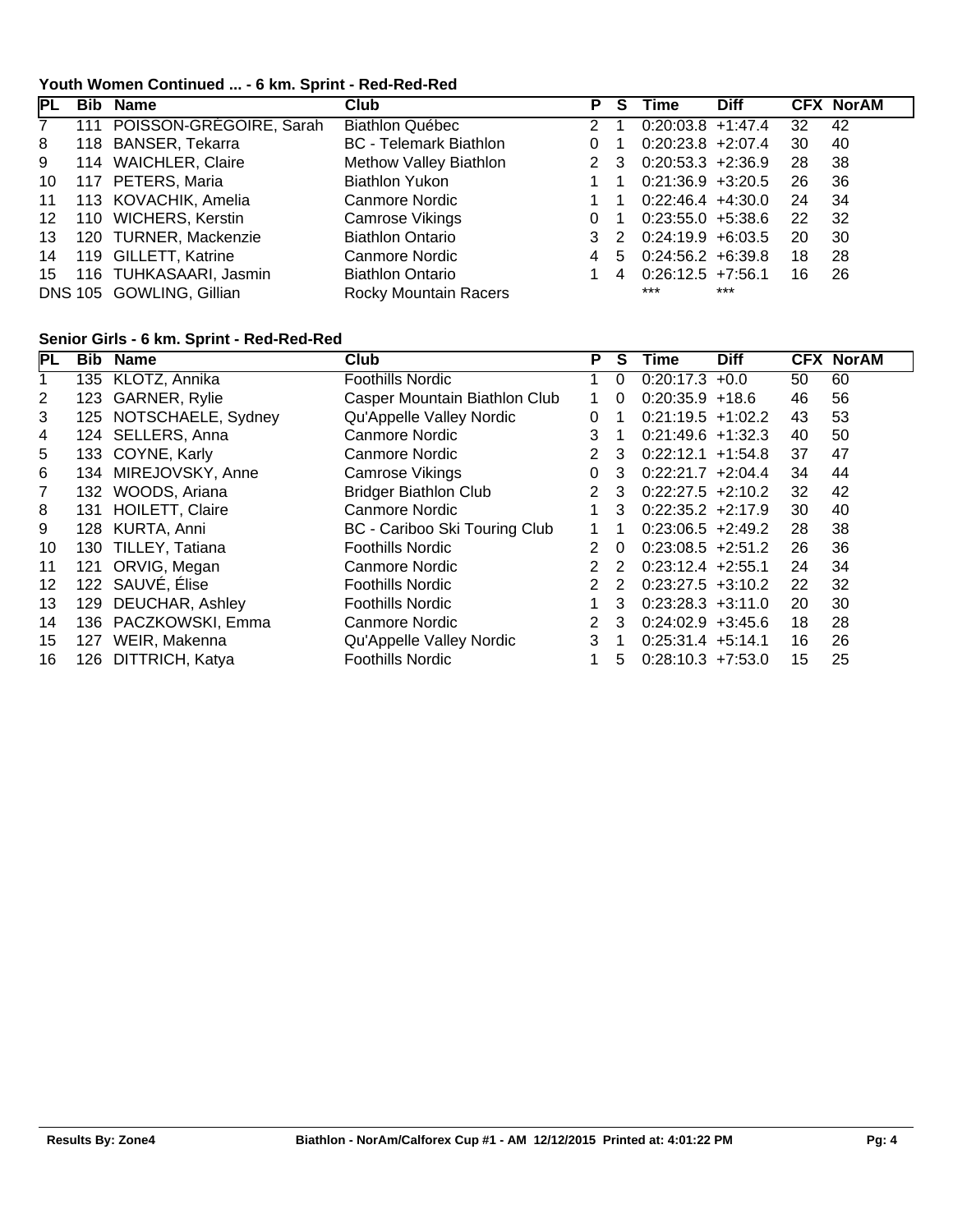### Youth Women Continued ... - 6 km. Sprint - Red-Red-Red

| PL | Bib | Name | Club | P | S | Time | Diff | CFX | NorAM |
|---|---|---|---|---|---|---|---|---|---|
| 7 | 111 | POISSON-GREGOIRE, Sarah | Biathlon Québec | 2 | 1 | 0:20:03.8 | +1:47.4 | 32 | 42 |
| 8 | 118 | BANSER, Tekarra | BC - Telemark Biathlon | 0 | 1 | 0:20:23.8 | +2:07.4 | 30 | 40 |
| 9 | 114 | WAICHLER, Claire | Methow Valley Biathlon | 2 | 3 | 0:20:53.3 | +2:36.9 | 28 | 38 |
| 10 | 117 | PETERS, Maria | Biathlon Yukon | 1 | 1 | 0:21:36.9 | +3:20.5 | 26 | 36 |
| 11 | 113 | KOVACHIK, Amelia | Canmore Nordic | 1 | 1 | 0:22:46.4 | +4:30.0 | 24 | 34 |
| 12 | 110 | WICHERS, Kerstin | Camrose Vikings | 0 | 1 | 0:23:55.0 | +5:38.6 | 22 | 32 |
| 13 | 120 | TURNER, Mackenzie | Biathlon Ontario | 3 | 2 | 0:24:19.9 | +6:03.5 | 20 | 30 |
| 14 | 119 | GILLETT, Katrine | Canmore Nordic | 4 | 5 | 0:24:56.2 | +6:39.8 | 18 | 28 |
| 15 | 116 | TUHKASAARI, Jasmin | Biathlon Ontario | 1 | 4 | 0:26:12.5 | +7:56.1 | 16 | 26 |
| DNS | 105 | GOWLING, Gillian | Rocky Mountain Racers | | | *** | *** | | |

### Senior Girls - 6 km. Sprint - Red-Red-Red

| PL | Bib | Name | Club | P | S | Time | Diff | CFX | NorAM |
|---|---|---|---|---|---|---|---|---|---|
| 1 | 135 | KLOTZ, Annika | Foothills Nordic | 1 | 0 | 0:20:17.3 | +0.0 | 50 | 60 |
| 2 | 123 | GARNER, Rylie | Casper Mountain Biathlon Club | 1 | 0 | 0:20:35.9 | +18.6 | 46 | 56 |
| 3 | 125 | NOTSCHAELE, Sydney | Qu'Appelle Valley Nordic | 0 | 1 | 0:21:19.5 | +1:02.2 | 43 | 53 |
| 4 | 124 | SELLERS, Anna | Canmore Nordic | 3 | 1 | 0:21:49.6 | +1:32.3 | 40 | 50 |
| 5 | 133 | COYNE, Karly | Canmore Nordic | 2 | 3 | 0:22:12.1 | +1:54.8 | 37 | 47 |
| 6 | 134 | MIREJOVSKY, Anne | Camrose Vikings | 0 | 3 | 0:22:21.7 | +2:04.4 | 34 | 44 |
| 7 | 132 | WOODS, Ariana | Bridger Biathlon Club | 2 | 3 | 0:22:27.5 | +2:10.2 | 32 | 42 |
| 8 | 131 | HOILETT, Claire | Canmore Nordic | 1 | 3 | 0:22:35.2 | +2:17.9 | 30 | 40 |
| 9 | 128 | KURTA, Anni | BC - Cariboo Ski Touring Club | 1 | 1 | 0:23:06.5 | +2:49.2 | 28 | 38 |
| 10 | 130 | TILLEY, Tatiana | Foothills Nordic | 2 | 0 | 0:23:08.5 | +2:51.2 | 26 | 36 |
| 11 | 121 | ORVIG, Megan | Canmore Nordic | 2 | 2 | 0:23:12.4 | +2:55.1 | 24 | 34 |
| 12 | 122 | SAUVÉ, Élise | Foothills Nordic | 2 | 2 | 0:23:27.5 | +3:10.2 | 22 | 32 |
| 13 | 129 | DEUCHAR, Ashley | Foothills Nordic | 1 | 3 | 0:23:28.3 | +3:11.0 | 20 | 30 |
| 14 | 136 | PACZKOWSKI, Emma | Canmore Nordic | 2 | 3 | 0:24:02.9 | +3:45.6 | 18 | 28 |
| 15 | 127 | WEIR, Makenna | Qu'Appelle Valley Nordic | 3 | 1 | 0:25:31.4 | +5:14.1 | 16 | 26 |
| 16 | 126 | DITTRICH, Katya | Foothills Nordic | 1 | 5 | 0:28:10.3 | +7:53.0 | 15 | 25 |